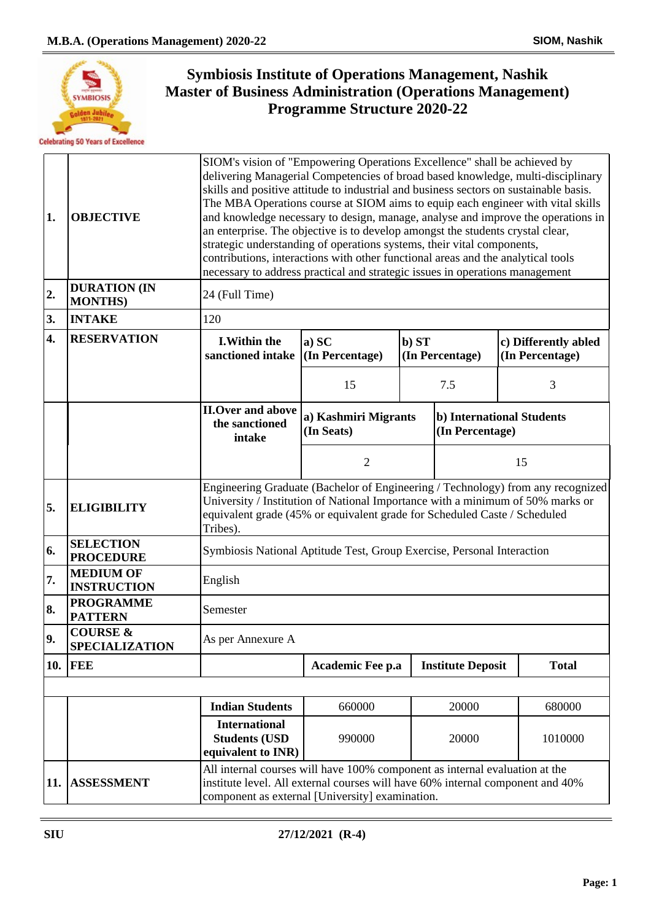# Symbiosis Institute of Operations Management, Nashik
## Master of Business Administration (Operations Management)
## Programme Structure 2020-22

| | | | | | |
|---|---|---|---|---|---|
| **1.** | **OBJECTIVE** | SIOM's vision of "Empowering Operations Excellence" shall be achieved by delivering Managerial Competencies of broad based knowledge, multi-disciplinary skills and positive attitude to industrial and business sectors on sustainable basis. The MBA Operations course at SIOM aims to equip each engineer with vital skills and knowledge necessary to design, manage, analyse and improve the operations in an enterprise. The objective is to develop amongst the students crystal clear, strategic understanding of operations systems, their vital components, contributions, interactions with other functional areas and the analytical tools necessary to address practical and strategic issues in operations management | | | |
| **2.** | **DURATION (IN MONTHS)** | 24 (Full Time) | | | |
| **3.** | **INTAKE** | 120 | | | |
| **4.** | **RESERVATION** | **I.Within the sanctioned intake** | **a) SC (In Percentage)** | **b) ST (In Percentage)** | **c) Differently abled (In Percentage)** |
| | | | 15 | 7.5 | 3 |
| | | **II.Over and above the sanctioned intake** | **a) Kashmiri Migrants (In Seats)** | **b) International Students (In Percentage)** | |
| | | | 2 | 15 | |
| **5.** | **ELIGIBILITY** | Engineering Graduate (Bachelor of Engineering / Technology) from any recognized University / Institution of National Importance with a minimum of 50% marks or equivalent grade (45% or equivalent grade for Scheduled Caste / Scheduled Tribes). | | | |
| **6.** | **SELECTION PROCEDURE** | Symbiosis National Aptitude Test, Group Exercise, Personal Interaction | | | |
| **7.** | **MEDIUM OF INSTRUCTION** | English | | | |
| **8.** | **PROGRAMME PATTERN** | Semester | | | |
| **9.** | **COURSE & SPECIALIZATION** | As per Annexure A | | | |
| **10.** | **FEE** | | **Academic Fee p.a** | **Institute Deposit** | **Total** |
| | | **Indian Students** | 660000 | 20000 | 680000 |
| | | **International Students (USD equivalent to INR)** | 990000 | 20000 | 1010000 |
| **11.** | **ASSESSMENT** | All internal courses will have 100% component as internal evaluation at the institute level. All external courses will have 60% internal component and 40% component as external [University] examination. | | | |

SIU 27/12/2021 (R-4)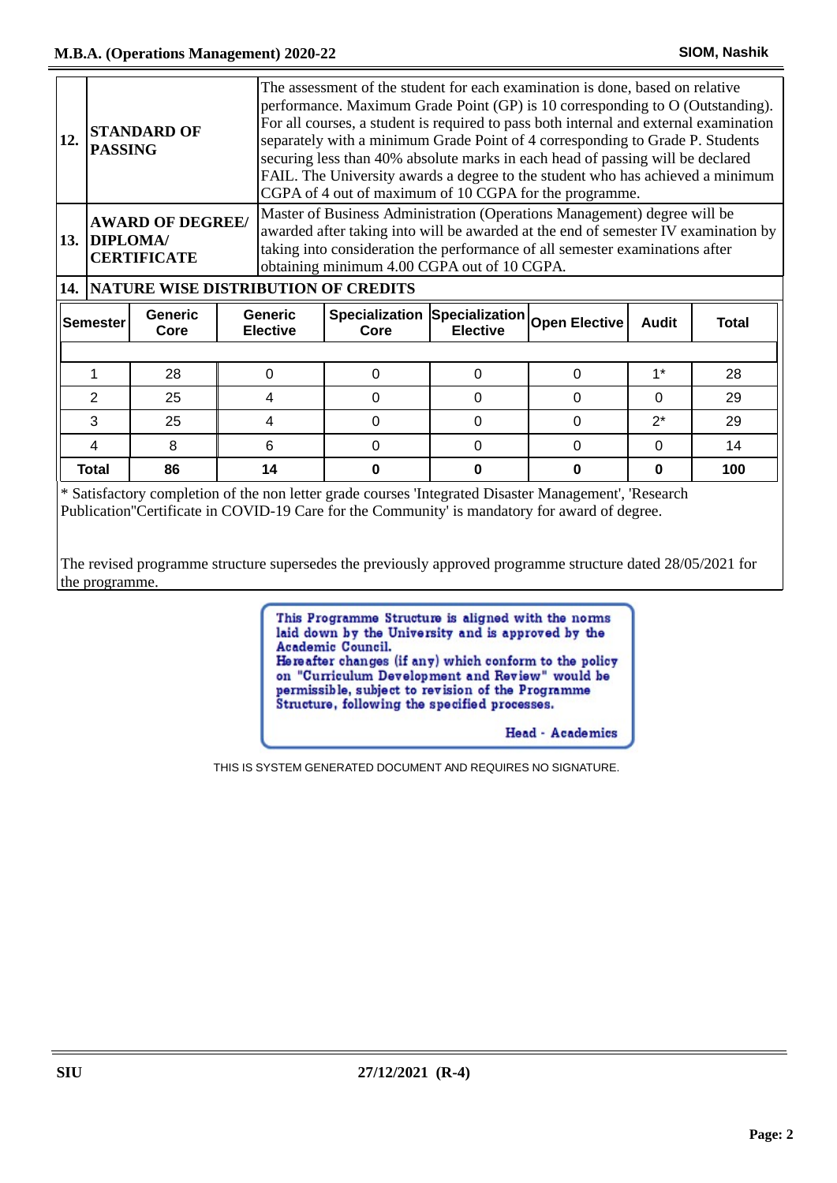| | | |
|---|---|---|
| 12. | **STANDARD OF PASSING** | The assessment of the student for each examination is done, based on relative performance. Maximum Grade Point (GP) is 10 corresponding to O (Outstanding). For all courses, a student is required to pass both internal and external examination separately with a minimum Grade Point of 4 corresponding to Grade P. Students securing less than 40% absolute marks in each head of passing will be declared FAIL. The University awards a degree to the student who has achieved a minimum CGPA of 4 out of maximum of 10 CGPA for the programme. |
| 13. | **AWARD OF DEGREE/ DIPLOMA/ CERTIFICATE** | Master of Business Administration (Operations Management) degree will be awarded after taking into will be awarded at the end of semester IV examination by taking into consideration the performance of all semester examinations after obtaining minimum 4.00 CGPA out of 10 CGPA. |

**14. NATURE WISE DISTRIBUTION OF CREDITS**

| Semester | Generic Core | Generic Elective | Specialization Core | Specialization Elective | Open Elective | Audit | Total |
|---|---|---|---|---|---|---|---|
| 1 | 28 | 0 | 0 | 0 | 0 | 1* | 28 |
| 2 | 25 | 4 | 0 | 0 | 0 | 0 | 29 |
| 3 | 25 | 4 | 0 | 0 | 0 | 2* | 29 |
| 4 | 8 | 6 | 0 | 0 | 0 | 0 | 14 |
| **Total** | **86** | **14** | **0** | **0** | **0** | **0** | **100** |

* Satisfactory completion of the non letter grade courses 'Integrated Disaster Management', 'Research Publication''Certificate in COVID-19 Care for the Community' is mandatory for award of degree.

The revised programme structure supersedes the previously approved programme structure dated 28/05/2021 for the programme.

This Programme Structure is aligned with the norms laid down by the University and is approved by the Academic Council.
Hereafter changes (if any) which conform to the policy on "Curriculum Development and Review" would be permissible, subject to revision of the Programme Structure, following the specified processes.

Head - Academics

THIS IS SYSTEM GENERATED DOCUMENT AND REQUIRES NO SIGNATURE.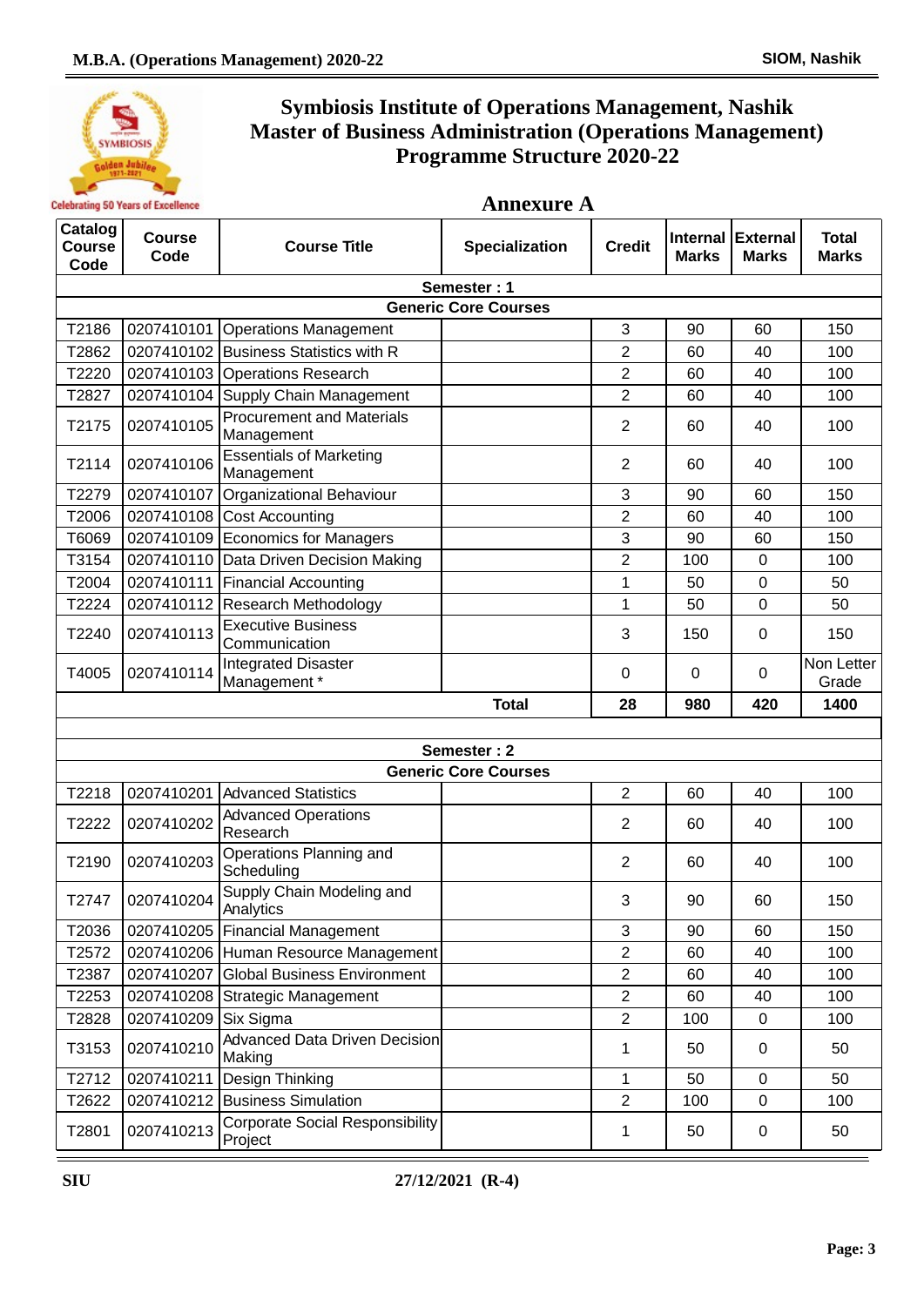# Symbiosis Institute of Operations Management, Nashik
# Master of Business Administration (Operations Management)
# Programme Structure 2020-22

## Annexure A

| Catalog Course Code | Course Code | Course Title | Specialization | Credit | Internal Marks | External Marks | Total Marks |
|---|---|---|---|---|---|---|---|
| **Semester : 1** | | | | | | | |
| **Generic Core Courses** | | | | | | | |
| T2186 | 0207410101 | Operations Management | | 3 | 90 | 60 | 150 |
| T2862 | 0207410102 | Business Statistics with R | | 2 | 60 | 40 | 100 |
| T2220 | 0207410103 | Operations Research | | 2 | 60 | 40 | 100 |
| T2827 | 0207410104 | Supply Chain Management | | 2 | 60 | 40 | 100 |
| T2175 | 0207410105 | Procurement and Materials Management | | 2 | 60 | 40 | 100 |
| T2114 | 0207410106 | Essentials of Marketing Management | | 2 | 60 | 40 | 100 |
| T2279 | 0207410107 | Organizational Behaviour | | 3 | 90 | 60 | 150 |
| T2006 | 0207410108 | Cost Accounting | | 2 | 60 | 40 | 100 |
| T6069 | 0207410109 | Economics for Managers | | 3 | 90 | 60 | 150 |
| T3154 | 0207410110 | Data Driven Decision Making | | 2 | 100 | 0 | 100 |
| T2004 | 0207410111 | Financial Accounting | | 1 | 50 | 0 | 50 |
| T2224 | 0207410112 | Research Methodology | | 1 | 50 | 0 | 50 |
| T2240 | 0207410113 | Executive Business Communication | | 3 | 150 | 0 | 150 |
| T4005 | 0207410114 | Integrated Disaster Management * | | 0 | 0 | 0 | Non Letter Grade |
| | | | **Total** | **28** | **980** | **420** | **1400** |
| | | | | | | | |
| **Semester : 2** | | | | | | | |
| **Generic Core Courses** | | | | | | | |
| T2218 | 0207410201 | Advanced Statistics | | 2 | 60 | 40 | 100 |
| T2222 | 0207410202 | Advanced Operations Research | | 2 | 60 | 40 | 100 |
| T2190 | 0207410203 | Operations Planning and Scheduling | | 2 | 60 | 40 | 100 |
| T2747 | 0207410204 | Supply Chain Modeling and Analytics | | 3 | 90 | 60 | 150 |
| T2036 | 0207410205 | Financial Management | | 3 | 90 | 60 | 150 |
| T2572 | 0207410206 | Human Resource Management | | 2 | 60 | 40 | 100 |
| T2387 | 0207410207 | Global Business Environment | | 2 | 60 | 40 | 100 |
| T2253 | 0207410208 | Strategic Management | | 2 | 60 | 40 | 100 |
| T2828 | 0207410209 | Six Sigma | | 2 | 100 | 0 | 100 |
| T3153 | 0207410210 | Advanced Data Driven Decision Making | | 1 | 50 | 0 | 50 |
| T2712 | 0207410211 | Design Thinking | | 1 | 50 | 0 | 50 |
| T2622 | 0207410212 | Business Simulation | | 2 | 100 | 0 | 100 |
| T2801 | 0207410213 | Corporate Social Responsibility Project | | 1 | 50 | 0 | 50 |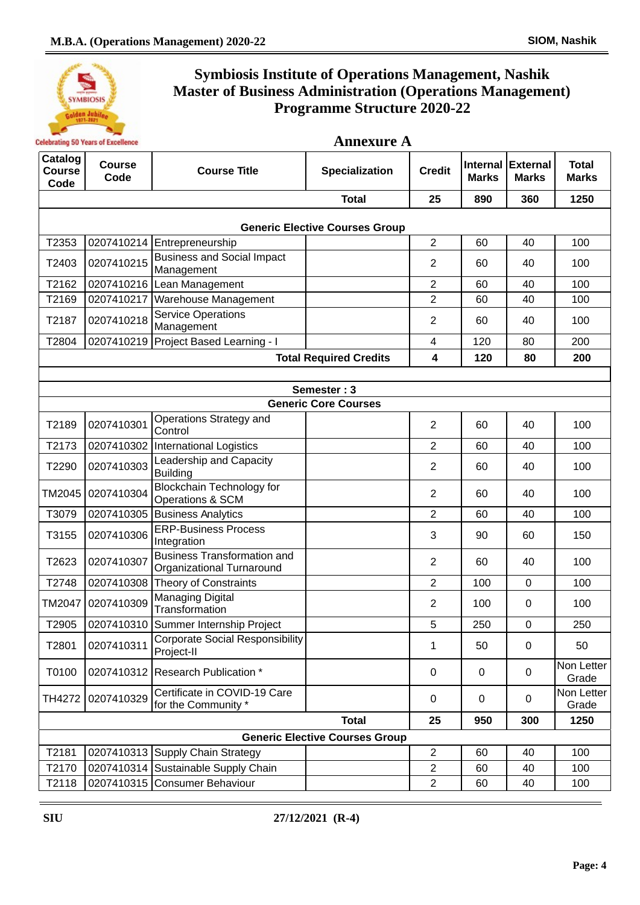# Symbiosis Institute of Operations Management, Nashik
# Master of Business Administration (Operations Management)
# Programme Structure 2020-22

## Annexure A

| Catalog Course Code | Course Code | Course Title | Specialization | Credit | Internal Marks | External Marks | Total Marks |
|---|---|---|---|---|---|---|---|
| | | | Total | 25 | 890 | 360 | 1250 |
| **Generic Elective Courses Group** | | | | | | | |
| T2353 | 0207410214 | Entrepreneurship | | 2 | 60 | 40 | 100 |
| T2403 | 0207410215 | Business and Social Impact Management | | 2 | 60 | 40 | 100 |
| T2162 | 0207410216 | Lean Management | | 2 | 60 | 40 | 100 |
| T2169 | 0207410217 | Warehouse Management | | 2 | 60 | 40 | 100 |
| T2187 | 0207410218 | Service Operations Management | | 2 | 60 | 40 | 100 |
| T2804 | 0207410219 | Project Based Learning - I | | 4 | 120 | 80 | 200 |
| | | | **Total Required Credits** | **4** | **120** | **80** | **200** |
| **Semester : 3** | | | | | | | |
| **Generic Core Courses** | | | | | | | |
| T2189 | 0207410301 | Operations Strategy and Control | | 2 | 60 | 40 | 100 |
| T2173 | 0207410302 | International Logistics | | 2 | 60 | 40 | 100 |
| T2290 | 0207410303 | Leadership and Capacity Building | | 2 | 60 | 40 | 100 |
| TM2045 | 0207410304 | Blockchain Technology for Operations & SCM | | 2 | 60 | 40 | 100 |
| T3079 | 0207410305 | Business Analytics | | 2 | 60 | 40 | 100 |
| T3155 | 0207410306 | ERP-Business Process Integration | | 3 | 90 | 60 | 150 |
| T2623 | 0207410307 | Business Transformation and Organizational Turnaround | | 2 | 60 | 40 | 100 |
| T2748 | 0207410308 | Theory of Constraints | | 2 | 100 | 0 | 100 |
| TM2047 | 0207410309 | Managing Digital Transformation | | 2 | 100 | 0 | 100 |
| T2905 | 0207410310 | Summer Internship Project | | 5 | 250 | 0 | 250 |
| T2801 | 0207410311 | Corporate Social Responsibility Project-II | | 1 | 50 | 0 | 50 |
| T0100 | 0207410312 | Research Publication * | | 0 | 0 | 0 | Non Letter Grade |
| TH4272 | 0207410329 | Certificate in COVID-19 Care for the Community * | | 0 | 0 | 0 | Non Letter Grade |
| | | | **Total** | **25** | **950** | **300** | **1250** |
| **Generic Elective Courses Group** | | | | | | | |
| T2181 | 0207410313 | Supply Chain Strategy | | 2 | 60 | 40 | 100 |
| T2170 | 0207410314 | Sustainable Supply Chain | | 2 | 60 | 40 | 100 |
| T2118 | 0207410315 | Consumer Behaviour | | 2 | 60 | 40 | 100 |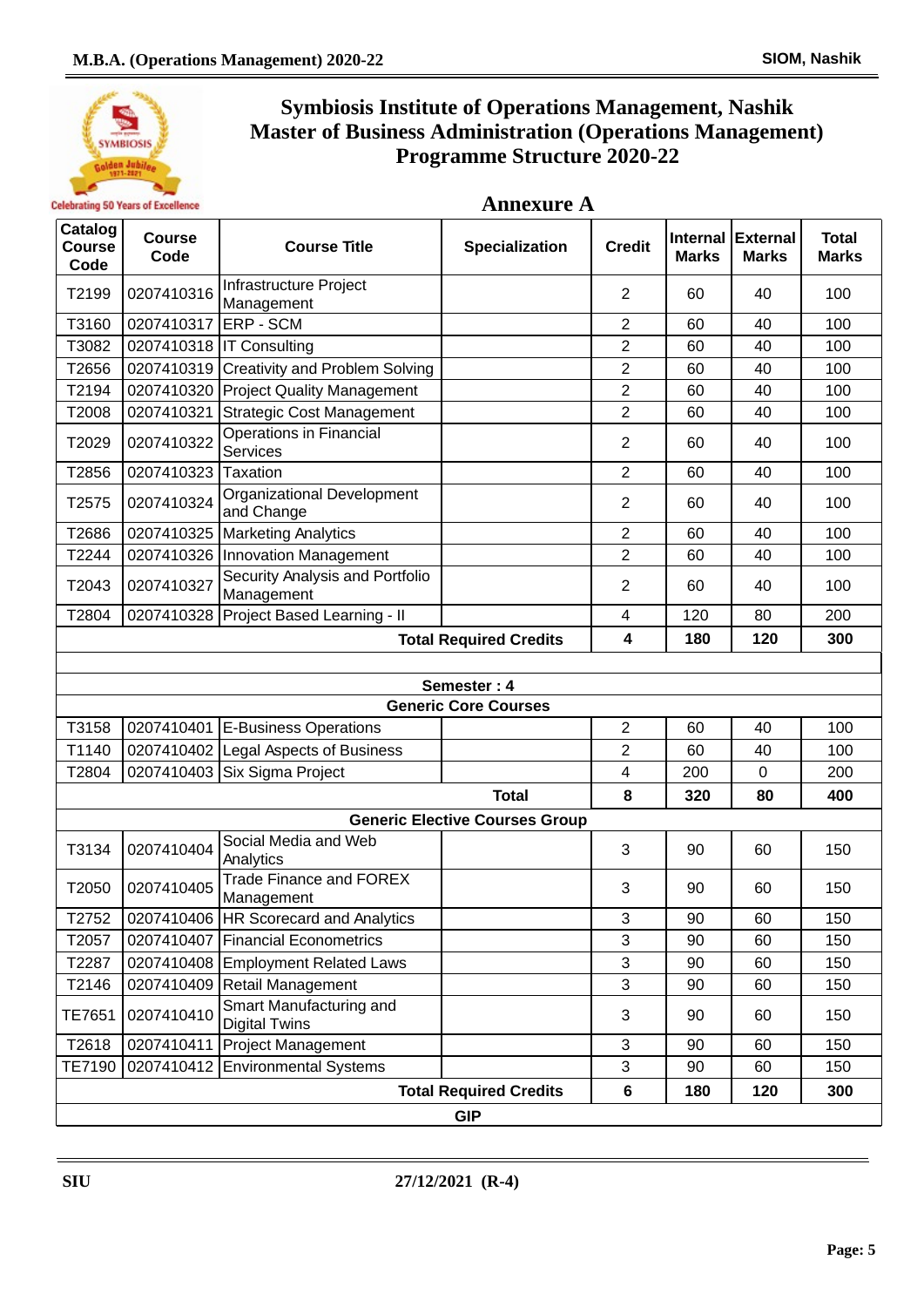# Symbiosis Institute of Operations Management, Nashik
# Master of Business Administration (Operations Management)
# Programme Structure 2020-22

## Annexure A

| Catalog Course Code | Course Code | Course Title | Specialization | Credit | Internal Marks | External Marks | Total Marks |
|---|---|---|---|---|---|---|---|
| T2199 | 0207410316 | Infrastructure Project Management | | 2 | 60 | 40 | 100 |
| T3160 | 0207410317 | ERP - SCM | | 2 | 60 | 40 | 100 |
| T3082 | 0207410318 | IT Consulting | | 2 | 60 | 40 | 100 |
| T2656 | 0207410319 | Creativity and Problem Solving | | 2 | 60 | 40 | 100 |
| T2194 | 0207410320 | Project Quality Management | | 2 | 60 | 40 | 100 |
| T2008 | 0207410321 | Strategic Cost Management | | 2 | 60 | 40 | 100 |
| T2029 | 0207410322 | Operations in Financial Services | | 2 | 60 | 40 | 100 |
| T2856 | 0207410323 | Taxation | | 2 | 60 | 40 | 100 |
| T2575 | 0207410324 | Organizational Development and Change | | 2 | 60 | 40 | 100 |
| T2686 | 0207410325 | Marketing Analytics | | 2 | 60 | 40 | 100 |
| T2244 | 0207410326 | Innovation Management | | 2 | 60 | 40 | 100 |
| T2043 | 0207410327 | Security Analysis and Portfolio Management | | 2 | 60 | 40 | 100 |
| T2804 | 0207410328 | Project Based Learning - II | | 4 | 120 | 80 | 200 |
| | | | **Total Required Credits** | **4** | **180** | **120** | **300** |
| | | | | | | | |
| | | **Semester : 4** | | | | | |
| | | **Generic Core Courses** | | | | | |
| T3158 | 0207410401 | E-Business Operations | | 2 | 60 | 40 | 100 |
| T1140 | 0207410402 | Legal Aspects of Business | | 2 | 60 | 40 | 100 |
| T2804 | 0207410403 | Six Sigma Project | | 4 | 200 | 0 | 200 |
| | | | **Total** | **8** | **320** | **80** | **400** |
| | | **Generic Elective Courses Group** | | | | | |
| T3134 | 0207410404 | Social Media and Web Analytics | | 3 | 90 | 60 | 150 |
| T2050 | 0207410405 | Trade Finance and FOREX Management | | 3 | 90 | 60 | 150 |
| T2752 | 0207410406 | HR Scorecard and Analytics | | 3 | 90 | 60 | 150 |
| T2057 | 0207410407 | Financial Econometrics | | 3 | 90 | 60 | 150 |
| T2287 | 0207410408 | Employment Related Laws | | 3 | 90 | 60 | 150 |
| T2146 | 0207410409 | Retail Management | | 3 | 90 | 60 | 150 |
| TE7651 | 0207410410 | Smart Manufacturing and Digital Twins | | 3 | 90 | 60 | 150 |
| T2618 | 0207410411 | Project Management | | 3 | 90 | 60 | 150 |
| TE7190 | 0207410412 | Environmental Systems | | 3 | 90 | 60 | 150 |
| | | | **Total Required Credits** | **6** | **180** | **120** | **300** |
| | | **GIP** | | | | | |

SIU 27/12/2021 (R-4)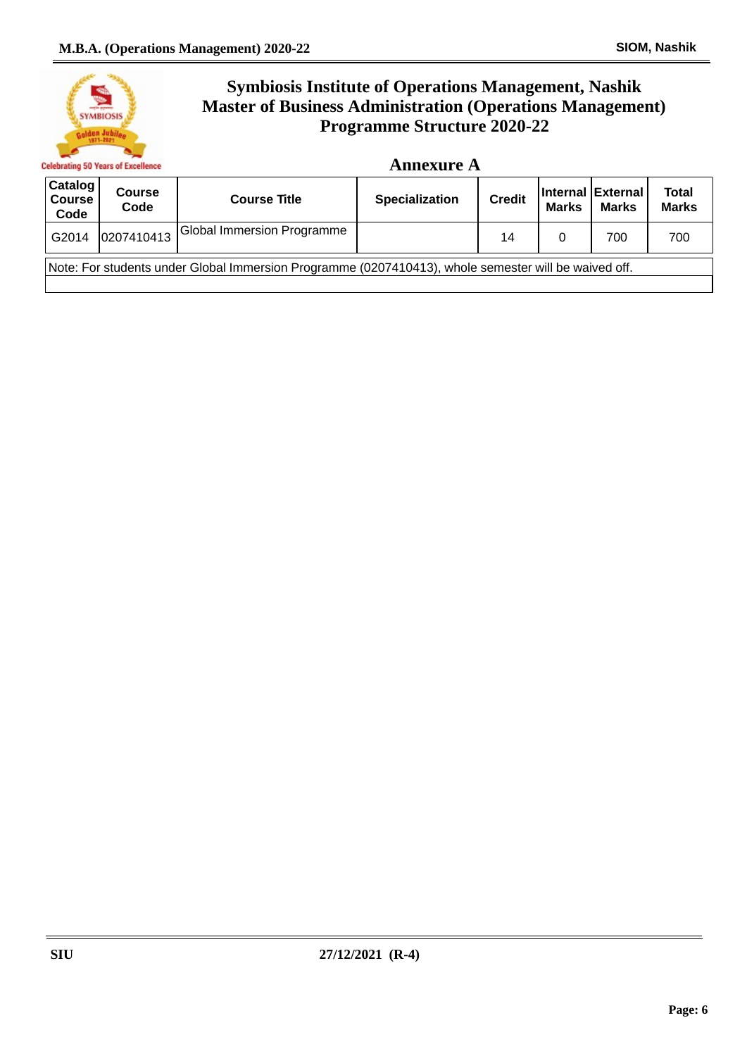# Symbiosis Institute of Operations Management, Nashik
# Master of Business Administration (Operations Management)
# Programme Structure 2020-22

## Annexure A

| Catalog Course Code | Course Code | Course Title | Specialization | Credit | Internal Marks | External Marks | Total Marks |
|---|---|---|---|---|---|---|---|
| G2014 | 0207410413 | Global Immersion Programme | | 14 | 0 | 700 | 700 |

Note: For students under Global Immersion Programme (0207410413), whole semester will be waived off.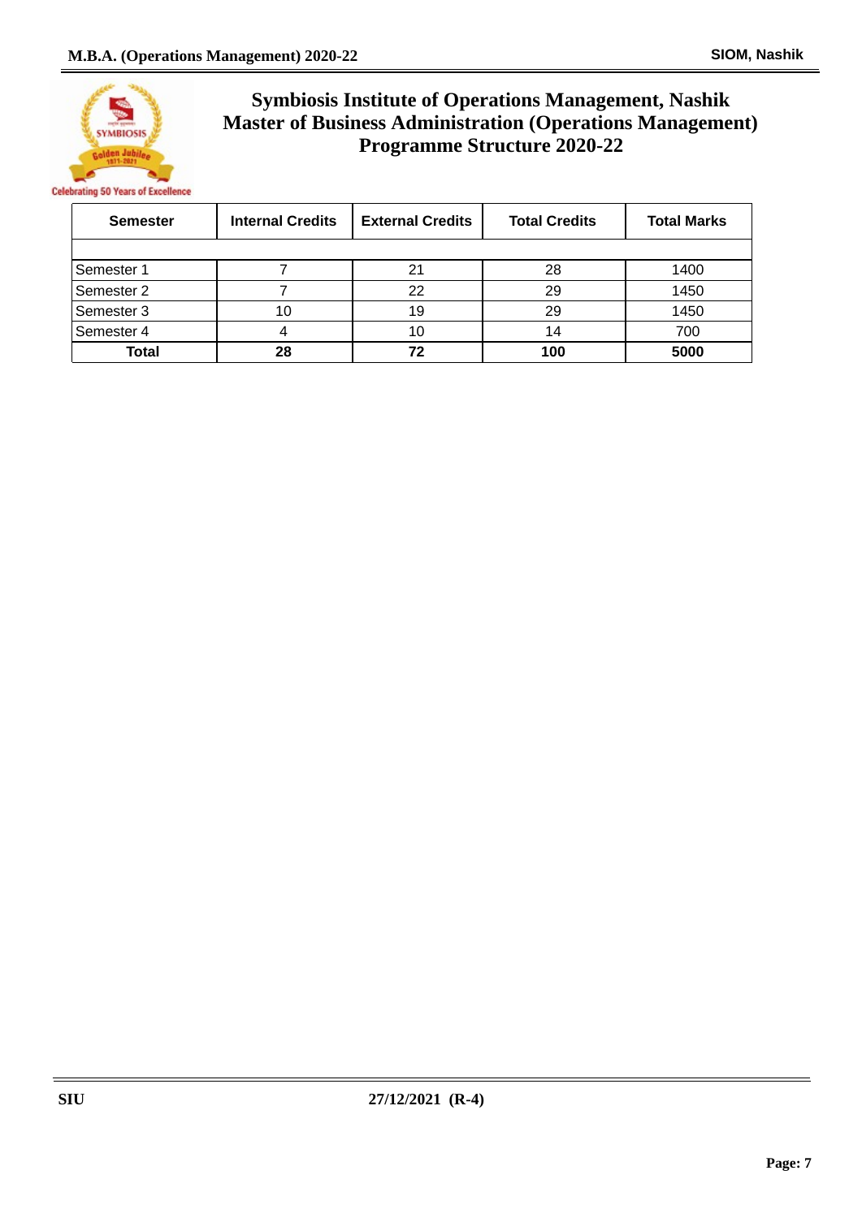# Symbiosis Institute of Operations Management, Nashik
# Master of Business Administration (Operations Management)
# Programme Structure 2020-22

| Semester | Internal Credits | External Credits | Total Credits | Total Marks |
|---|---|---|---|---|
| | | | | |
| Semester 1 | 7 | 21 | 28 | 1400 |
| Semester 2 | 7 | 22 | 29 | 1450 |
| Semester 3 | 10 | 19 | 29 | 1450 |
| Semester 4 | 4 | 10 | 14 | 700 |
| **Total** | **28** | **72** | **100** | **5000** |